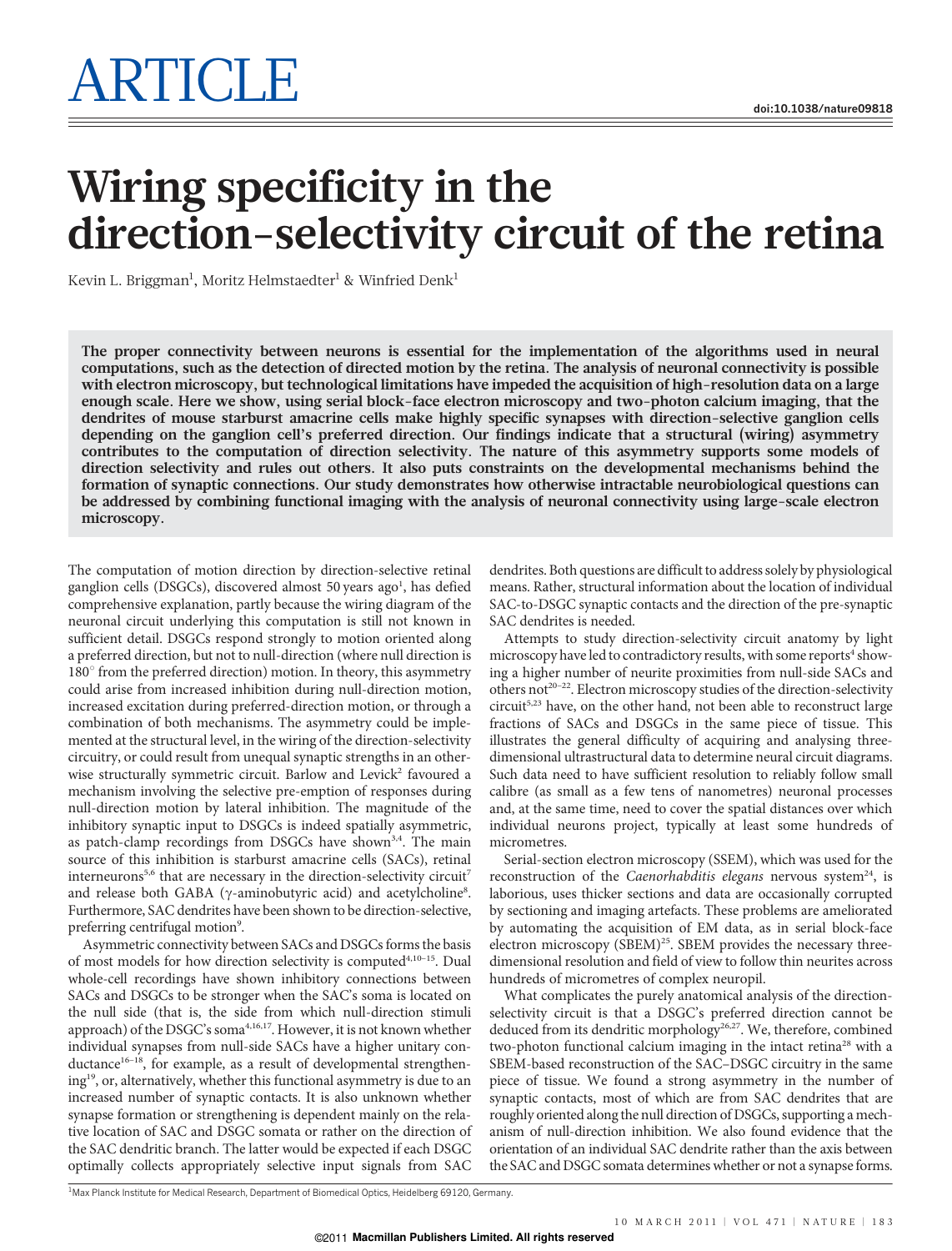# ARTICLE

doi:10.1038/nature09818

# Wiring specificity in the direction-selectivity circuit of the retina

Kevin L. Briggman[1], Moritz Helmstaedter[1] & Winfried Denk[1]

**The proper connectivity between neurons is essential for the implementation of the algorithms used in neural computations, such as the detection of directed motion by the retina. The analysis of neuronal connectivity is possible with electron microscopy, but technological limitations have impeded the acquisition of high-resolution data on a large enough scale. Here we show, using serial block-face electron microscopy and two-photon calcium imaging, that the dendrites of mouse starburst amacrine cells make highly specific synapses with direction-selective ganglion cells depending on the ganglion cell's preferred direction. Our findings indicate that a structural (wiring) asymmetry contributes to the computation of direction selectivity. The nature of this asymmetry supports some models of direction selectivity and rules out others. It also puts constraints on the developmental mechanisms behind the formation of synaptic connections. Our study demonstrates how otherwise intractable neurobiological questions can be addressed by combining functional imaging with the analysis of neuronal connectivity using large-scale electron microscopy.**

The computation of motion direction by direction-selective retinal ganglion cells (DSGCs), discovered almost 50 years ago[1], has defied comprehensive explanation, partly because the wiring diagram of the neuronal circuit underlying this computation is still not known in sufficient detail. DSGCs respond strongly to motion oriented along a preferred direction, but not to null-direction (where null direction is $180^\circ$ from the preferred direction) motion. In theory, this asymmetry could arise from increased inhibition during null-direction motion, increased excitation during preferred-direction motion, or through a combination of both mechanisms. The asymmetry could be implemented at the structural level, in the wiring of the direction-selectivity circuitry, or could result from unequal synaptic strengths in an otherwise structurally symmetric circuit. Barlow and Levick[2] favoured a mechanism involving the selective pre-emption of responses during null-direction motion by lateral inhibition. The magnitude of the inhibitory synaptic input to DSGCs is indeed spatially asymmetric, as patch-clamp recordings from DSGCs have shown[3,4]. The main source of this inhibition is starburst amacrine cells (SACs), retinal interneurons[5,6] that are necessary in the direction-selectivity circuit[7] and release both GABA ($\gamma$-aminobutyric acid) and acetylcholine[8]. Furthermore, SAC dendrites have been shown to be direction-selective, preferring centrifugal motion[9].

Asymmetric connectivity between SACs and DSGCs forms the basis of most models for how direction selectivity is computed[4,10–15]. Dual whole-cell recordings have shown inhibitory connections between SACs and DSGCs to be stronger when the SAC's soma is located on the null side (that is, the side from which null-direction stimuli approach) of the DSGC's soma[4,16,17]. However, it is not known whether individual synapses from null-side SACs have a higher unitary conductance[16–18], for example, as a result of developmental strengthening[19], or, alternatively, whether this functional asymmetry is due to an increased number of synaptic contacts. It is also unknown whether synapse formation or strengthening is dependent mainly on the relative location of SAC and DSGC somata or rather on the direction of the SAC dendritic branch. The latter would be expected if each DSGC optimally collects appropriately selective input signals from SAC dendrites. Both questions are difficult to address solely by physiological means. Rather, structural information about the location of individual SAC-to-DSGC synaptic contacts and the direction of the pre-synaptic SAC dendrites is needed.

Attempts to study direction-selectivity circuit anatomy by light microscopy have led to contradictory results, with some reports[4] showing a higher number of neurite proximities from null-side SACs and others not[20–22]. Electron microscopy studies of the direction-selectivity circuit[5,23] have, on the other hand, not been able to reconstruct large fractions of SACs and DSGCs in the same piece of tissue. This illustrates the general difficulty of acquiring and analysing three-dimensional ultrastructural data to determine neural circuit diagrams. Such data need to have sufficient resolution to reliably follow small calibre (as small as a few tens of nanometres) neuronal processes and, at the same time, need to cover the spatial distances over which individual neurons project, typically at least some hundreds of micrometres.

Serial-section electron microscopy (SSEM), which was used for the reconstruction of the *Caenorhabditis elegans* nervous system[24], is laborious, uses thicker sections and data are occasionally corrupted by sectioning and imaging artefacts. These problems are ameliorated by automating the acquisition of EM data, as in serial block-face electron microscopy (SBEM)[25]. SBEM provides the necessary three-dimensional resolution and field of view to follow thin neurites across hundreds of micrometres of complex neuropil.

What complicates the purely anatomical analysis of the direction-selectivity circuit is that a DSGC's preferred direction cannot be deduced from its dendritic morphology[26,27]. We, therefore, combined two-photon functional calcium imaging in the intact retina[28] with a SBEM-based reconstruction of the SAC–DSGC circuitry in the same piece of tissue. We found a strong asymmetry in the number of synaptic contacts, most of which are from SAC dendrites that are roughly oriented along the null direction of DSGCs, supporting a mechanism of null-direction inhibition. We also found evidence that the orientation of an individual SAC dendrite rather than the axis between the SAC and DSGC somata determines whether or not a synapse forms.

[1]Max Planck Institute for Medical Research, Department of Biomedical Optics, Heidelberg 69120, Germany.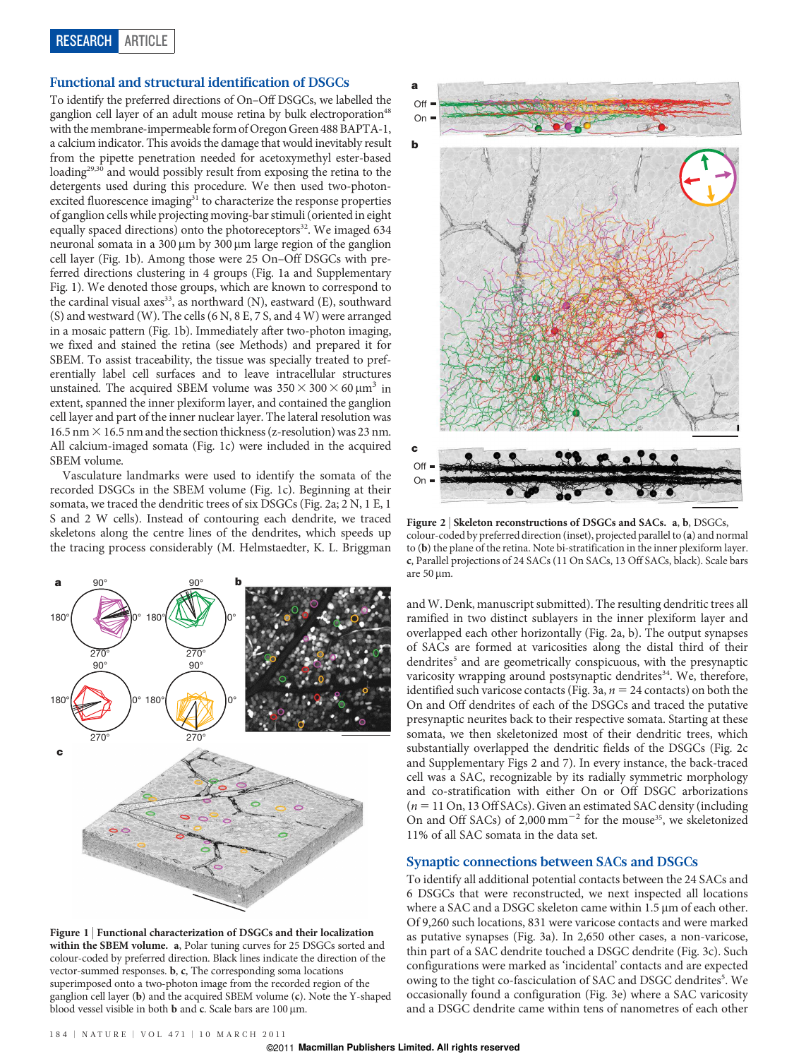## Functional and structural identification of DSGCs

To identify the preferred directions of On–Off DSGCs, we labelled the ganglion cell layer of an adult mouse retina by bulk electroporation[48] with the membrane-impermeable form of Oregon Green 488 BAPTA-1, a calcium indicator. This avoids the damage that would inevitably result from the pipette penetration needed for acetoxymethyl ester-based loading[29,30] and would possibly result from exposing the retina to the detergents used during this procedure. We then used two-photon-excited fluorescence imaging[31] to characterize the response properties of ganglion cells while projecting moving-bar stimuli (oriented in eight equally spaced directions) onto the photoreceptors[32]. We imaged 634 neuronal somata in a 300 μm by 300 μm large region of the ganglion cell layer (Fig. 1b). Among those were 25 On–Off DSGCs with preferred directions clustering in 4 groups (Fig. 1a and Supplementary Fig. 1). We denoted those groups, which are known to correspond to the cardinal visual axes[33], as northward (N), eastward (E), southward (S) and westward (W). The cells (6 N, 8 E, 7 S, and 4 W) were arranged in a mosaic pattern (Fig. 1b). Immediately after two-photon imaging, we fixed and stained the retina (see Methods) and prepared it for SBEM. To assist traceability, the tissue was specially treated to preferentially label cell surfaces and to leave intracellular structures unstained. The acquired SBEM volume was $350 \times 300 \times 60\ \mu m^3$ in extent, spanned the inner plexiform layer, and contained the ganglion cell layer and part of the inner nuclear layer. The lateral resolution was 16.5 nm × 16.5 nm and the section thickness (z-resolution) was 23 nm. All calcium-imaged somata (Fig. 1c) were included in the acquired SBEM volume.

Vasculature landmarks were used to identify the somata of the recorded DSGCs in the SBEM volume (Fig. 1c). Beginning at their somata, we traced the dendritic trees of six DSGCs (Fig. 2a; 2 N, 1 E, 1 S and 2 W cells). Instead of contouring each dendrite, we traced skeletons along the centre lines of the dendrites, which speeds up the tracing process considerably (M. Helmstaedter, K. L. Briggman and W. Denk, manuscript submitted). The resulting dendritic trees all ramified in two distinct sublayers in the inner plexiform layer and overlapped each other horizontally (Fig. 2a, b). The output synapses of SACs are formed at varicosities along the distal third of their dendrites[5] and are geometrically conspicuous, with the presynaptic varicosity wrapping around postsynaptic dendrites[34]. We, therefore, identified such varicose contacts (Fig. 3a, $n = 24$ contacts) on both the On and Off dendrites of each of the DSGCs and traced the putative presynaptic neurites back to their respective somata. Starting at these somata, we then skeletonized most of their dendritic trees, which substantially overlapped the dendritic fields of the DSGCs (Fig. 2c and Supplementary Figs 2 and 7). In every instance, the back-traced cell was a SAC, recognizable by its radially symmetric morphology and co-stratification with either On or Off DSGC arborizations ($n = 11$ On, 13 Off SACs). Given an estimated SAC density (including On and Off SACs) of 2,000 $mm^{-2}$ for the mouse[35], we skeletonized 11% of all SAC somata in the data set.

Figure 1 | Functional characterization of DSGCs and their localization within the SBEM volume. a, Polar tuning curves for 25 DSGCs sorted and colour-coded by preferred direction. Black lines indicate the direction of the vector-summed responses. b, c, The corresponding soma locations superimposed onto a two-photon image from the recorded region of the ganglion cell layer (b) and the acquired SBEM volume (c). Note the Y-shaped blood vessel visible in both b and c. Scale bars are 100 μm.

Figure 2 | Skeleton reconstructions of DSGCs and SACs. a, b, DSGCs, colour-coded by preferred direction (inset), projected parallel to (a) and normal to (b) the plane of the retina. Note bi-stratification in the inner plexiform layer. c, Parallel projections of 24 SACs (11 On SACs, 13 Off SACs, black). Scale bars are 50 μm.

## Synaptic connections between SACs and DSGCs

To identify all additional potential contacts between the 24 SACs and 6 DSGCs that were reconstructed, we next inspected all locations where a SAC and a DSGC skeleton came within 1.5 μm of each other. Of 9,260 such locations, 831 were varicose contacts and were marked as putative synapses (Fig. 3a). In 2,650 other cases, a non-varicose, thin part of a SAC dendrite touched a DSGC dendrite (Fig. 3c). Such configurations were marked as 'incidental' contacts and are expected owing to the tight co-fasciculation of SAC and DSGC dendrites[5]. We occasionally found a configuration (Fig. 3e) where a SAC varicosity and a DSGC dendrite came within tens of nanometres of each other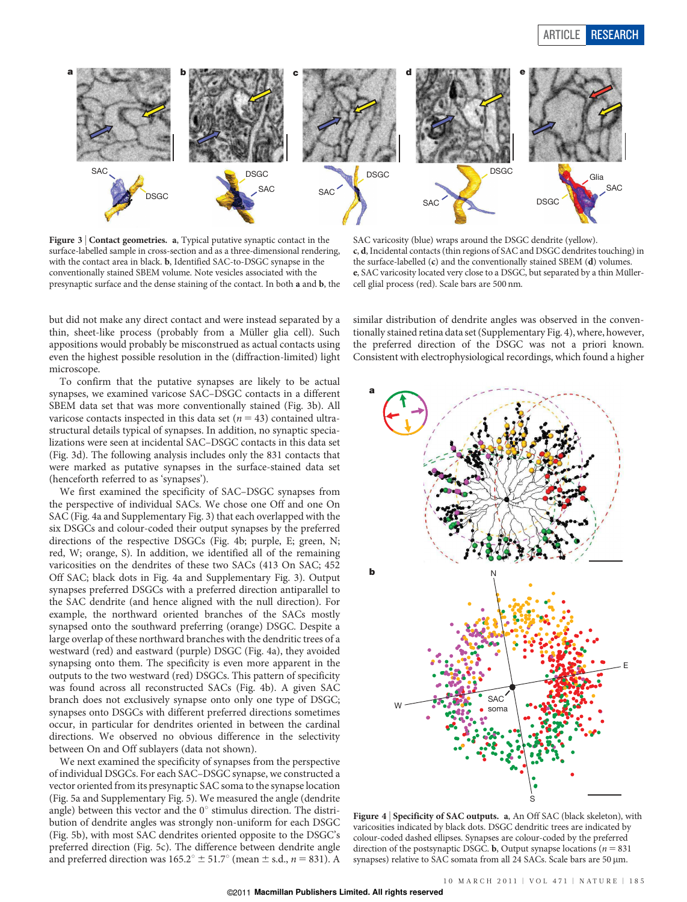**Figure 3 | Contact geometries. a**, Typical putative synaptic contact in the surface-labelled sample in cross-section and as a three-dimensional rendering, with the contact area in black. **b**, Identified SAC-to-DSGC synapse in the conventionally stained SBEM volume. Note vesicles associated with the presynaptic surface and the dense staining of the contact. In both **a** and **b**, the SAC varicosity (blue) wraps around the DSGC dendrite (yellow). **c**, **d**, Incidental contacts (thin regions of SAC and DSGC dendrites touching) in the surface-labelled (**c**) and the conventionally stained SBEM (**d**) volumes. **e**, SAC varicosity located very close to a DSGC, but separated by a thin Müller-cell glial process (red). Scale bars are 500 nm.

but did not make any direct contact and were instead separated by a thin, sheet-like process (probably from a Müller glia cell). Such appositions would probably be misconstrued as actual contacts using even the highest possible resolution in the (diffraction-limited) light microscope.

To confirm that the putative synapses are likely to be actual synapses, we examined varicose SAC–DSGC contacts in a different SBEM data set that was more conventionally stained (Fig. 3b). All varicose contacts inspected in this data set ($n = 43$) contained ultrastructural details typical of synapses. In addition, no synaptic specializations were seen at incidental SAC–DSGC contacts in this data set (Fig. 3d). The following analysis includes only the 831 contacts that were marked as putative synapses in the surface-stained data set (henceforth referred to as 'synapses').

We first examined the specificity of SAC–DSGC synapses from the perspective of individual SACs. We chose one Off and one On SAC (Fig. 4a and Supplementary Fig. 3) that each overlapped with the six DSGCs and colour-coded their output synapses by the preferred directions of the respective DSGCs (Fig. 4b; purple, E; green, N; red, W; orange, S). In addition, we identified all of the remaining varicosities on the dendrites of these two SACs (413 On SAC; 452 Off SAC; black dots in Fig. 4a and Supplementary Fig. 3). Output synapses preferred DSGCs with a preferred direction antiparallel to the SAC dendrite (and hence aligned with the null direction). For example, the northward oriented branches of the SACs mostly synapsed onto the southward preferring (orange) DSGC. Despite a large overlap of these northward branches with the dendritic trees of a westward (red) and eastward (purple) DSGC (Fig. 4a), they avoided synapsing onto them. The specificity is even more apparent in the outputs to the two westward (red) DSGCs. This pattern of specificity was found across all reconstructed SACs (Fig. 4b). A given SAC branch does not exclusively synapse onto only one type of DSGC; synapses onto DSGCs with different preferred directions sometimes occur, in particular for dendrites oriented in between the cardinal directions. We observed no obvious difference in the selectivity between On and Off sublayers (data not shown).

We next examined the specificity of synapses from the perspective of individual DSGCs. For each SAC–DSGC synapse, we constructed a vector oriented from its presynaptic SAC soma to the synapse location (Fig. 5a and Supplementary Fig. 5). We measured the angle (dendrite angle) between this vector and the 0° stimulus direction. The distribution of dendrite angles was strongly non-uniform for each DSGC (Fig. 5b), with most SAC dendrites oriented opposite to the DSGC's preferred direction (Fig. 5c). The difference between dendrite angle and preferred direction was $165.2° \pm 51.7°$ (mean ± s.d., $n = 831$). A similar distribution of dendrite angles was observed in the conventionally stained retina data set (Supplementary Fig. 4), where, however, the preferred direction of the DSGC was not a priori known. Consistent with electrophysiological recordings, which found a higher

**Figure 4 | Specificity of SAC outputs. a**, An Off SAC (black skeleton), with varicosities indicated by black dots. DSGC dendritic trees are indicated by colour-coded dashed ellipses. Synapses are colour-coded by the preferred direction of the postsynaptic DSGC. **b**, Output synapse locations ($n = 831$ synapses) relative to SAC somata from all 24 SACs. Scale bars are 50 μm.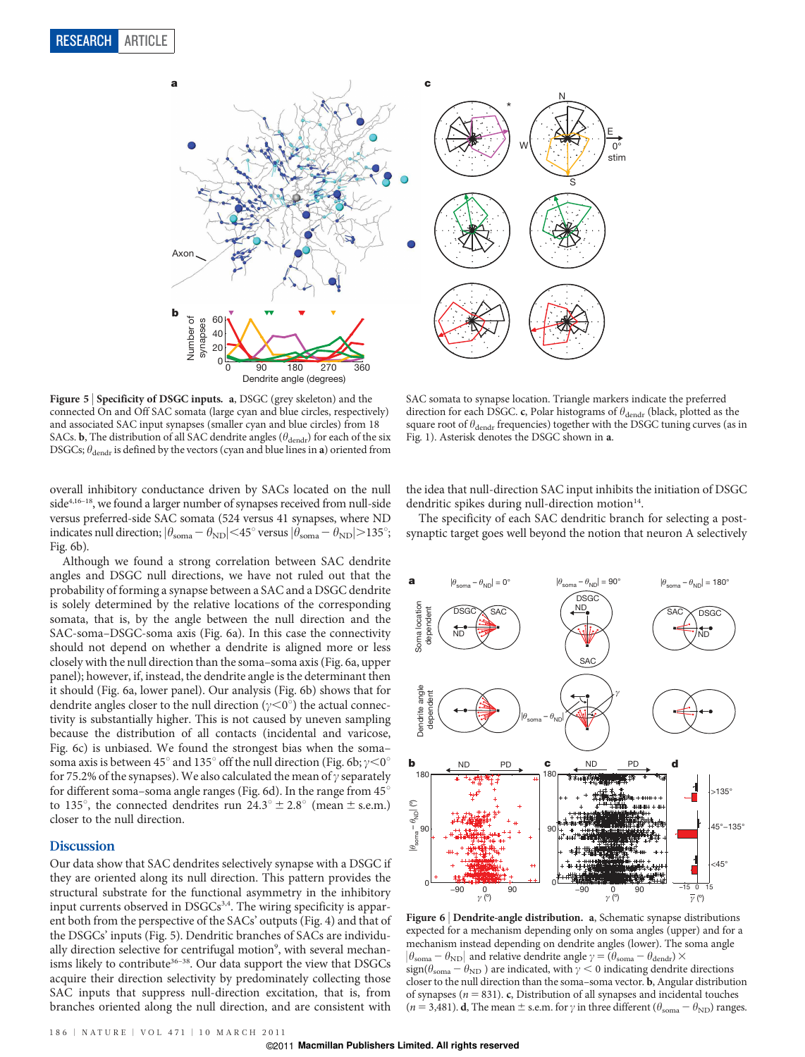**Figure 5 | Specificity of DSGC inputs.** **a**, DSGC (grey skeleton) and the connected On and Off SAC somata (large cyan and blue circles, respectively) and associated SAC input synapses (smaller cyan and blue circles) from 18 SACs. **b**, The distribution of all SAC dendrite angles ($\theta_{dendr}$) for each of the six DSGCs; $\theta_{dendr}$ is defined by the vectors (cyan and blue lines in **a**) oriented from SAC somata to synapse location. Triangle markers indicate the preferred direction for each DSGC. **c**, Polar histograms of $\theta_{dendr}$ (black, plotted as the square root of $\theta_{dendr}$ frequencies) together with the DSGC tuning curves (as in Fig. 1). Asterisk denotes the DSGC shown in **a**.

overall inhibitory conductance driven by SACs located on the null side[4,16–18], we found a larger number of synapses received from null-side versus preferred-side SAC somata (524 versus 41 synapses, where ND indicates null direction; $|\theta_{soma} - \theta_{ND}| < 45°$ versus $|\theta_{soma} - \theta_{ND}| > 135°$; Fig. 6b).

Although we found a strong correlation between SAC dendrite angles and DSGC null directions, we have not ruled out that the probability of forming a synapse between a SAC and a DSGC dendrite is solely determined by the relative locations of the corresponding somata, that is, by the angle between the null direction and the SAC-soma–DSGC-soma axis (Fig. 6a). In this case the connectivity should not depend on whether a dendrite is aligned more or less closely with the null direction than the soma–soma axis (Fig. 6a, upper panel); however, if, instead, the dendrite angle is the determinant then it should (Fig. 6a, lower panel). Our analysis (Fig. 6b) shows that for dendrite angles closer to the null direction ($\gamma < 0°$) the actual connectivity is substantially higher. This is not caused by uneven sampling because the distribution of all contacts (incidental and varicose, Fig. 6c) is unbiased. We found the strongest bias when the soma–soma axis is between 45° and 135° off the null direction (Fig. 6b; $\gamma < 0°$ for 75.2% of the synapses). We also calculated the mean of $\gamma$ separately for different soma–soma angle ranges (Fig. 6d). In the range from 45° to 135°, the connected dendrites run 24.3° ± 2.8° (mean ± s.e.m.) closer to the null direction.

## Discussion

Our data show that SAC dendrites selectively synapse with a DSGC if they are oriented along its null direction. This pattern provides the structural substrate for the functional asymmetry in the inhibitory input currents observed in DSGCs[3,4]. The wiring specificity is apparent both from the perspective of the SACs' outputs (Fig. 4) and that of the DSGCs' inputs (Fig. 5). Dendritic branches of SACs are individually direction selective for centrifugal motion[9], with several mechanisms likely to contribute[36–38]. Our data support the view that DSGCs acquire their direction selectivity by predominately collecting those SAC inputs that suppress null-direction excitation, that is, from branches oriented along the null direction, and are consistent with the idea that null-direction SAC input inhibits the initiation of DSGC dendritic spikes during null-direction motion[14].

The specificity of each SAC dendritic branch for selecting a postsynaptic target goes well beyond the notion that neuron A selectively

**Figure 6 | Dendrite-angle distribution.** **a**, Schematic synapse distributions expected for a mechanism depending only on soma angles (upper) and for a mechanism instead depending on dendrite angles (lower). The soma angle $|\theta_{soma} - \theta_{ND}|$ and relative dendrite angle $\gamma = (\theta_{soma} - \theta_{dendr}) \times \text{sign}(\theta_{soma} - \theta_{ND})$ are indicated, with $\gamma < 0$ indicating dendrite directions closer to the null direction than the soma–soma vector. **b**, Angular distribution of synapses ($n = 831$). **c**, Distribution of all synapses and incidental touches ($n = 3{,}481$). **d**, The mean ± s.e.m. for $\gamma$ in three different ($\theta_{soma} - \theta_{ND}$) ranges.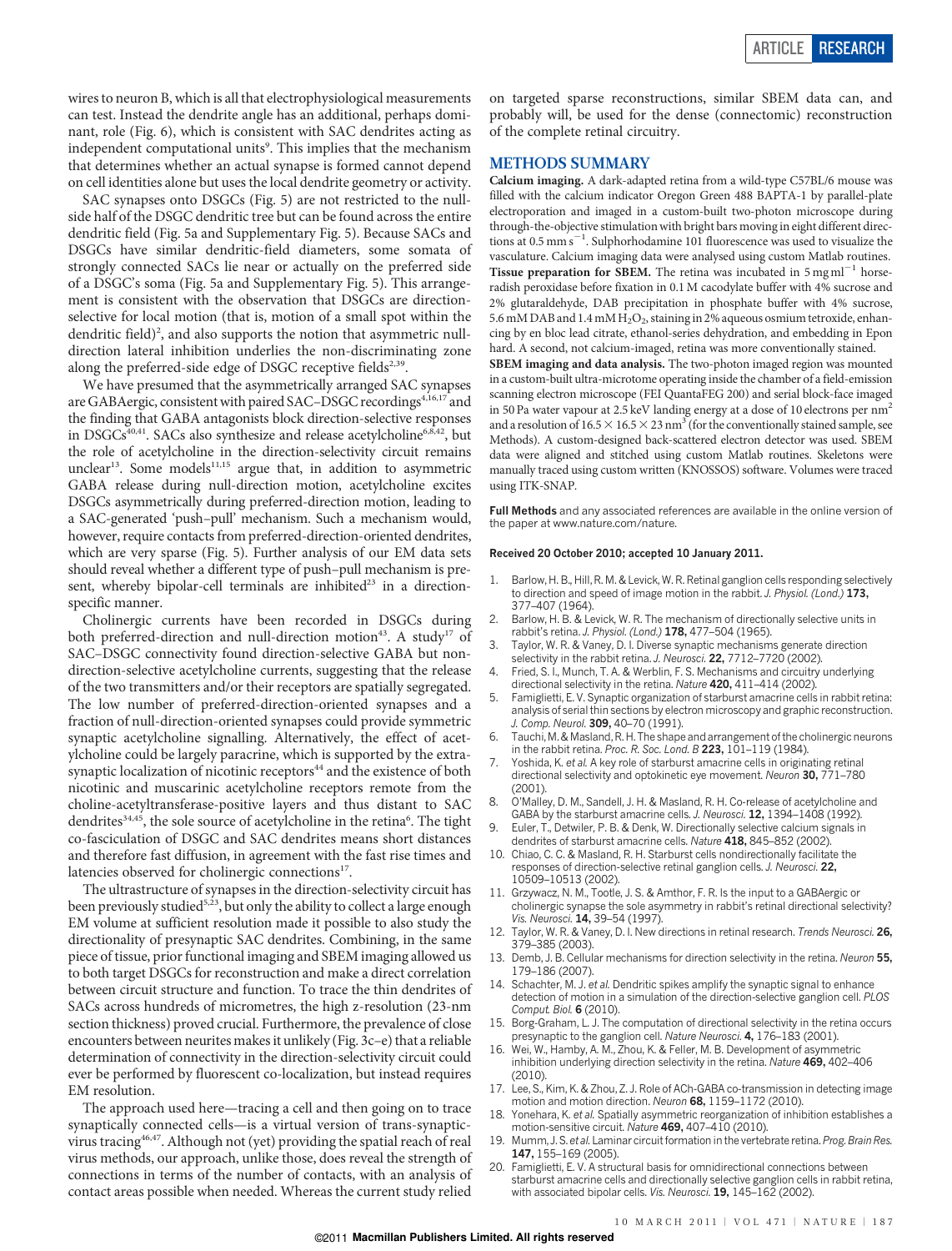wires to neuron B, which is all that electrophysiological measurements can test. Instead the dendrite angle has an additional, perhaps dominant, role (Fig. 6), which is consistent with SAC dendrites acting as independent computational units[9]. This implies that the mechanism that determines whether an actual synapse is formed cannot depend on cell identities alone but uses the local dendrite geometry or activity.

SAC synapses onto DSGCs (Fig. 5) are not restricted to the null-side half of the DSGC dendritic tree but can be found across the entire dendritic field (Fig. 5a and Supplementary Fig. 5). Because SACs and DSGCs have similar dendritic-field diameters, some somata of strongly connected SACs lie near or actually on the preferred side of a DSGC's soma (Fig. 5a and Supplementary Fig. 5). This arrangement is consistent with the observation that DSGCs are direction-selective for local motion (that is, motion of a small spot within the dendritic field)[2], and also supports the notion that asymmetric null-direction lateral inhibition underlies the non-discriminating zone along the preferred-side edge of DSGC receptive fields[2,39].

We have presumed that the asymmetrically arranged SAC synapses are GABAergic, consistent with paired SAC–DSGC recordings[4,16,17] and the finding that GABA antagonists block direction-selective responses in DSGCs[40,41]. SACs also synthesize and release acetylcholine[6,8,42], but the role of acetylcholine in the direction-selectivity circuit remains unclear[13]. Some models[11,15] argue that, in addition to asymmetric GABA release during null-direction motion, acetylcholine excites DSGCs asymmetrically during preferred-direction motion, leading to a SAC-generated 'push–pull' mechanism. Such a mechanism would, however, require contacts from preferred-direction-oriented dendrites, which are very sparse (Fig. 5). Further analysis of our EM data sets should reveal whether a different type of push–pull mechanism is present, whereby bipolar-cell terminals are inhibited[23] in a direction-specific manner.

Cholinergic currents have been recorded in DSGCs during both preferred-direction and null-direction motion[43]. A study[17] of SAC–DSGC connectivity found direction-selective GABA but non-direction-selective acetylcholine currents, suggesting that the release of the two transmitters and/or their receptors are spatially segregated. The low number of preferred-direction-oriented synapses and a fraction of null-direction-oriented synapses could provide symmetric synaptic acetylcholine signalling. Alternatively, the effect of acetylcholine could be largely paracrine, which is supported by the extrasynaptic localization of nicotinic receptors[44] and the existence of both nicotinic and muscarinic acetylcholine receptors remote from the choline-acetyltransferase-positive layers and thus distant to SAC dendrites[34,45], the sole source of acetylcholine in the retina[6]. The tight co-fasciculation of DSGC and SAC dendrites means short distances and therefore fast diffusion, in agreement with the fast rise times and latencies observed for cholinergic connections[17].

The ultrastructure of synapses in the direction-selectivity circuit has been previously studied[5,23], but only the ability to collect a large enough EM volume at sufficient resolution made it possible to also study the directionality of presynaptic SAC dendrites. Combining, in the same piece of tissue, prior functional imaging and SBEM imaging allowed us to both target DSGCs for reconstruction and make a direct correlation between circuit structure and function. To trace the thin dendrites of SACs across hundreds of micrometres, the high z-resolution (23-nm section thickness) proved crucial. Furthermore, the prevalence of close encounters between neurites makes it unlikely (Fig. 3c–e) that a reliable determination of connectivity in the direction-selectivity circuit could ever be performed by fluorescent co-localization, but instead requires EM resolution.

The approach used here—tracing a cell and then going on to trace synaptically connected cells—is a virtual version of trans-synaptic-virus tracing[46,47]. Although not (yet) providing the spatial reach of real virus methods, our approach, unlike those, does reveal the strength of connections in terms of the number of contacts, with an analysis of contact areas possible when needed. Whereas the current study relied on targeted sparse reconstructions, similar SBEM data can, and probably will, be used for the dense (connectomic) reconstruction of the complete retinal circuitry.

## METHODS SUMMARY

**Calcium imaging.** A dark-adapted retina from a wild-type C57BL/6 mouse was filled with the calcium indicator Oregon Green 488 BAPTA-1 by parallel-plate electroporation and imaged in a custom-built two-photon microscope during through-the-objective stimulation with bright bars moving in eight different directions at 0.5 mm s$^{-1}$. Sulphorhodamine 101 fluorescence was used to visualize the vasculature. Calcium imaging data were analysed using custom Matlab routines.

**Tissue preparation for SBEM.** The retina was incubated in 5 mg ml$^{-1}$ horseradish peroxidase before fixation in 0.1 M cacodylate buffer with 4% sucrose and 2% glutaraldehyde, DAB precipitation in phosphate buffer with 4% sucrose, 5.6 mM DAB and 1.4 mM $H_2O_2$, staining in 2% aqueous osmium tetroxide, enhancing by en bloc lead citrate, ethanol-series dehydration, and embedding in Epon hard. A second, not calcium-imaged, retina was more conventionally stained.

**SBEM imaging and data analysis.** The two-photon imaged region was mounted in a custom-built ultra-microtome operating inside the chamber of a field-emission scanning electron microscope (FEI QuantaFEG 200) and serial block-face imaged in 50 Pa water vapour at 2.5 keV landing energy at a dose of 10 electrons per nm$^2$ and a resolution of $16.5 \times 16.5 \times 23$ nm$^3$ (for the conventionally stained sample, see Methods). A custom-designed back-scattered electron detector was used. SBEM data were aligned and stitched using custom Matlab routines. Skeletons were manually traced using custom written (KNOSSOS) software. Volumes were traced using ITK-SNAP.

**Full Methods** and any associated references are available in the online version of the paper at www.nature.com/nature.

**Received 20 October 2010; accepted 10 January 2011.**

1. Barlow, H. B., Hill, R. M. & Levick, W. R. Retinal ganglion cells responding selectively to direction and speed of image motion in the rabbit. *J. Physiol. (Lond.)* **173,** 377–407 (1964).
2. Barlow, H. B. & Levick, W. R. The mechanism of directionally selective units in rabbit's retina. *J. Physiol. (Lond.)* **178,** 477–504 (1965).
3. Taylor, W. R. & Vaney, D. I. Diverse synaptic mechanisms generate direction selectivity in the rabbit retina. *J. Neurosci.* **22,** 7712–7720 (2002).
4. Fried, S. I., Munch, T. A. & Werblin, F. S. Mechanisms and circuitry underlying directional selectivity in the retina. *Nature* **420,** 411–414 (2002).
5. Famiglietti, E. V. Synaptic organization of starburst amacrine cells in rabbit retina: analysis of serial thin sections by electron microscopy and graphic reconstruction. *J. Comp. Neurol.* **309,** 40–70 (1991).
6. Tauchi, M. & Masland, R. H. The shape and arrangement of the cholinergic neurons in the rabbit retina. *Proc. R. Soc. Lond. B* **223,** 101–119 (1984).
7. Yoshida, K. *et al.* A key role of starburst amacrine cells in originating retinal directional selectivity and optokinetic eye movement. *Neuron* **30,** 771–780 (2001).
8. O'Malley, D. M., Sandell, J. H. & Masland, R. H. Co-release of acetylcholine and GABA by the starburst amacrine cells. *J. Neurosci.* **12,** 1394–1408 (1992).
9. Euler, T., Detwiler, P. B. & Denk, W. Directionally selective calcium signals in dendrites of starburst amacrine cells. *Nature* **418,** 845–852 (2002).
10. Chiao, C. C. & Masland, R. H. Starburst cells nondirectionally facilitate the responses of direction-selective retinal ganglion cells. *J. Neurosci.* **22,** 10509–10513 (2002).
11. Grzywacz, N. M., Tootle, J. S. & Amthor, F. R. Is the input to a GABAergic or cholinergic synapse the sole asymmetry in rabbit's retinal directional selectivity? *Vis. Neurosci.* **14,** 39–54 (1997).
12. Taylor, W. R. & Vaney, D. I. New directions in retinal research. *Trends Neurosci.* **26,** 379–385 (2003).
13. Demb, J. B. Cellular mechanisms for direction selectivity in the retina. *Neuron* **55,** 179–186 (2007).
14. Schachter, M. J. *et al.* Dendritic spikes amplify the synaptic signal to enhance detection of motion in a simulation of the direction-selective ganglion cell. *PLOS Comput. Biol.* **6** (2010).
15. Borg-Graham, L. J. The computation of directional selectivity in the retina occurs presynaptic to the ganglion cell. *Nature Neurosci.* **4,** 176–183 (2001).
16. Wei, W., Hamby, A. M., Zhou, K. & Feller, M. B. Development of asymmetric inhibition underlying direction selectivity in the retina. *Nature* **469,** 402–406 (2010).
17. Lee, S., Kim, K. & Zhou, Z. J. Role of ACh-GABA co-transmission in detecting image motion and motion direction. *Neuron* **68,** 1159–1172 (2010).
18. Yonehara, K. *et al.* Spatially asymmetric reorganization of inhibition establishes a motion-sensitive circuit. *Nature* **469,** 407–410 (2010).
19. Mumm, J. S. *et al.* Laminar circuit formation in the vertebrate retina. *Prog. Brain Res.* **147,** 155–169 (2005).
20. Famiglietti, E. V. A structural basis for omnidirectional connections between starburst amacrine cells and directionally selective ganglion cells in rabbit retina, with associated bipolar cells. *Vis. Neurosci.* **19,** 145–162 (2002).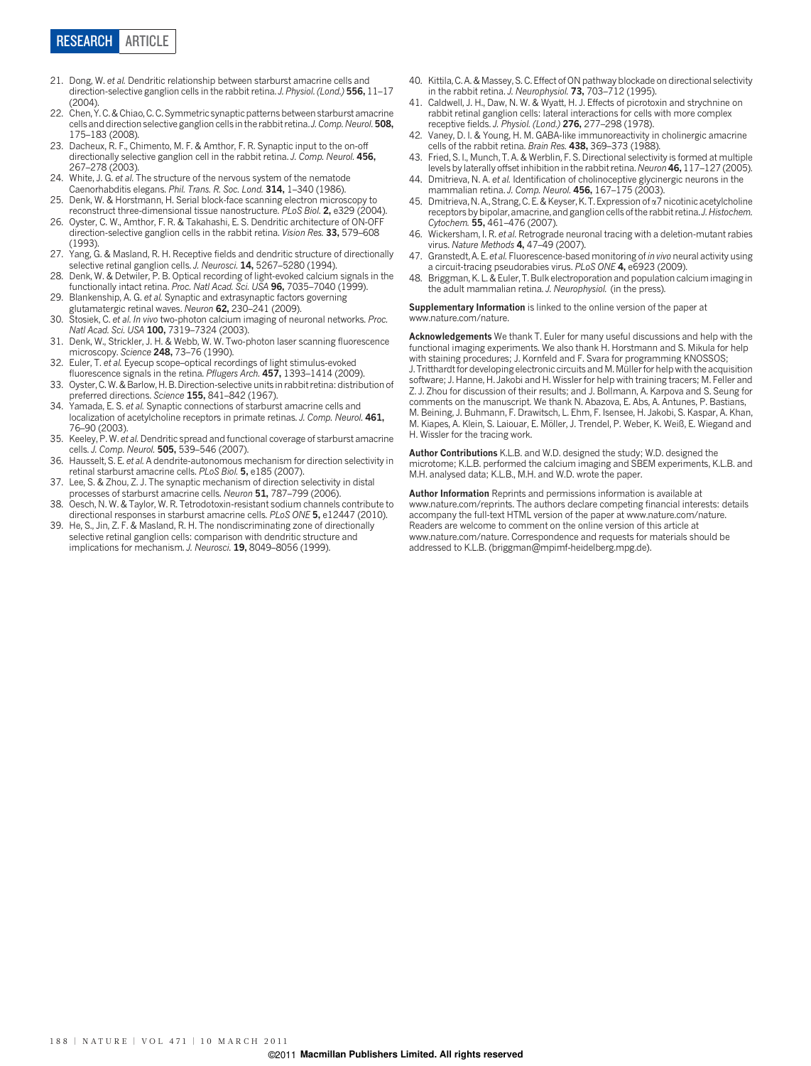21. Dong, W. *et al.* Dendritic relationship between starburst amacrine cells and direction-selective ganglion cells in the rabbit retina. *J. Physiol. (Lond.)* **556,** 11–17 (2004).
22. Chen, Y. C. & Chiao, C. C. Symmetric synaptic patterns between starburst amacrine cells and direction selective ganglion cells in the rabbit retina. *J. Comp. Neurol.* **508,** 175–183 (2008).
23. Dacheux, R. F., Chimento, M. F. & Amthor, F. R. Synaptic input to the on-off directionally selective ganglion cell in the rabbit retina. *J. Comp. Neurol.* **456,** 267–278 (2003).
24. White, J. G. *et al.* The structure of the nervous system of the nematode Caenorhabditis elegans. *Phil. Trans. R. Soc. Lond.* **314,** 1–340 (1986).
25. Denk, W. & Horstmann, H. Serial block-face scanning electron microscopy to reconstruct three-dimensional tissue nanostructure. *PLoS Biol.* **2,** e329 (2004).
26. Oyster, C. W., Amthor, F. R. & Takahashi, E. S. Dendritic architecture of ON-OFF direction-selective ganglion cells in the rabbit retina. *Vision Res.* **33,** 579–608 (1993).
27. Yang, G. & Masland, R. H. Receptive fields and dendritic structure of directionally selective retinal ganglion cells. *J. Neurosci.* **14,** 5267–5280 (1994).
28. Denk, W. & Detwiler, P. B. Optical recording of light-evoked calcium signals in the functionally intact retina. *Proc. Natl Acad. Sci. USA* **96,** 7035–7040 (1999).
29. Blankenship, A. G. *et al.* Synaptic and extrasynaptic factors governing glutamatergic retinal waves. *Neuron* **62,** 230–241 (2009).
30. Stosiek, C. *et al. In vivo* two-photon calcium imaging of neuronal networks. *Proc. Natl Acad. Sci. USA* **100,** 7319–7324 (2003).
31. Denk, W., Strickler, J. H. & Webb, W. W. Two-photon laser scanning fluorescence microscopy. *Science* **248,** 73–76 (1990).
32. Euler, T. *et al.* Eyecup scope–optical recordings of light stimulus-evoked fluorescence signals in the retina. *Pflugers Arch.* **457,** 1393–1414 (2009).
33. Oyster, C. W. & Barlow, H. B. Direction-selective units in rabbit retina: distribution of preferred directions. *Science* **155,** 841–842 (1967).
34. Yamada, E. S. *et al.* Synaptic connections of starburst amacrine cells and localization of acetylcholine receptors in primate retinas. *J. Comp. Neurol.* **461,** 76–90 (2003).
35. Keeley, P. W. *et al.* Dendritic spread and functional coverage of starburst amacrine cells. *J. Comp. Neurol.* **505,** 539–546 (2007).
36. Hausselt, S. E. *et al.* A dendrite-autonomous mechanism for direction selectivity in retinal starburst amacrine cells. *PLoS Biol.* **5,** e185 (2007).
37. Lee, S. & Zhou, Z. J. The synaptic mechanism of direction selectivity in distal processes of starburst amacrine cells. *Neuron* **51,** 787–799 (2006).
38. Oesch, N. W. & Taylor, W. R. Tetrodotoxin-resistant sodium channels contribute to directional responses in starburst amacrine cells. *PLoS ONE* **5,** e12447 (2010).
39. He, S., Jin, Z. F. & Masland, R. H. The nondiscriminating zone of directionally selective retinal ganglion cells: comparison with dendritic structure and implications for mechanism. *J. Neurosci.* **19,** 8049–8056 (1999).
40. Kittila, C. A. & Massey, S. C. Effect of ON pathway blockade on directional selectivity in the rabbit retina. *J. Neurophysiol.* **73,** 703–712 (1995).
41. Caldwell, J. H., Daw, N. W. & Wyatt, H. J. Effects of picrotoxin and strychnine on rabbit retinal ganglion cells: lateral interactions for cells with more complex receptive fields. *J. Physiol. (Lond.)* **276,** 277–298 (1978).
42. Vaney, D. I. & Young, H. M. GABA-like immunoreactivity in cholinergic amacrine cells of the rabbit retina. *Brain Res.* **438,** 369–373 (1988).
43. Fried, S. I., Munch, T. A. & Werblin, F. S. Directional selectivity is formed at multiple levels by laterally offset inhibition in the rabbit retina. *Neuron* **46,** 117–127 (2005).
44. Dmitrieva, N. A. *et al.* Identification of cholinoceptive glycinergic neurons in the mammalian retina. *J. Comp. Neurol.* **456,** 167–175 (2003).
45. Dmitrieva, N. A., Strang, C. E. & Keyser, K. T. Expression of α7 nicotinic acetylcholine receptors by bipolar, amacrine, and ganglion cells of the rabbit retina. *J. Histochem. Cytochem.* **55,** 461–476 (2007).
46. Wickersham, I. R. *et al.* Retrograde neuronal tracing with a deletion-mutant rabies virus. *Nature Methods* **4,** 47–49 (2007).
47. Granstedt, A. E. *et al.* Fluorescence-based monitoring of *in vivo* neural activity using a circuit-tracing pseudorabies virus. *PLoS ONE* **4,** e6923 (2009).
48. Briggman, K. L. & Euler, T. Bulk electroporation and population calcium imaging in the adult mammalian retina. *J. Neurophysiol.* (in the press).

**Supplementary Information** is linked to the online version of the paper at www.nature.com/nature.

**Acknowledgements** We thank T. Euler for many useful discussions and help with the functional imaging experiments. We also thank H. Horstmann and S. Mikula for help with staining procedures; J. Kornfeld and F. Svara for programming KNOSSOS; J. Tritthardt for developing electronic circuits and M. Müller for help with the acquisition software; J. Hanne, H. Jakobi and H. Wissler for help with training tracers; M. Feller and Z. J. Zhou for discussion of their results; and J. Bollmann, A. Karpova and S. Seung for comments on the manuscript. We thank N. Abazova, E. Abs, A. Antunes, P. Bastians, M. Beining, J. Buhmann, F. Drawitsch, L. Ehm, F. Isensee, H. Jakobi, S. Kaspar, A. Khan, M. Kiapes, A. Klein, S. Laiouar, E. Möller, J. Trendel, P. Weber, K. Weiß, E. Wiegand and H. Wissler for the tracing work.

**Author Contributions** K.L.B. and W.D. designed the study; W.D. designed the microtome; K.L.B. performed the calcium imaging and SBEM experiments, K.L.B. and M.H. analysed data; K.L.B., M.H. and W.D. wrote the paper.

**Author Information** Reprints and permissions information is available at www.nature.com/reprints. The authors declare competing financial interests: details accompany the full-text HTML version of the paper at www.nature.com/nature. Readers are welcome to comment on the online version of this article at www.nature.com/nature. Correspondence and requests for materials should be addressed to K.L.B. (briggman@mpimf-heidelberg.mpg.de).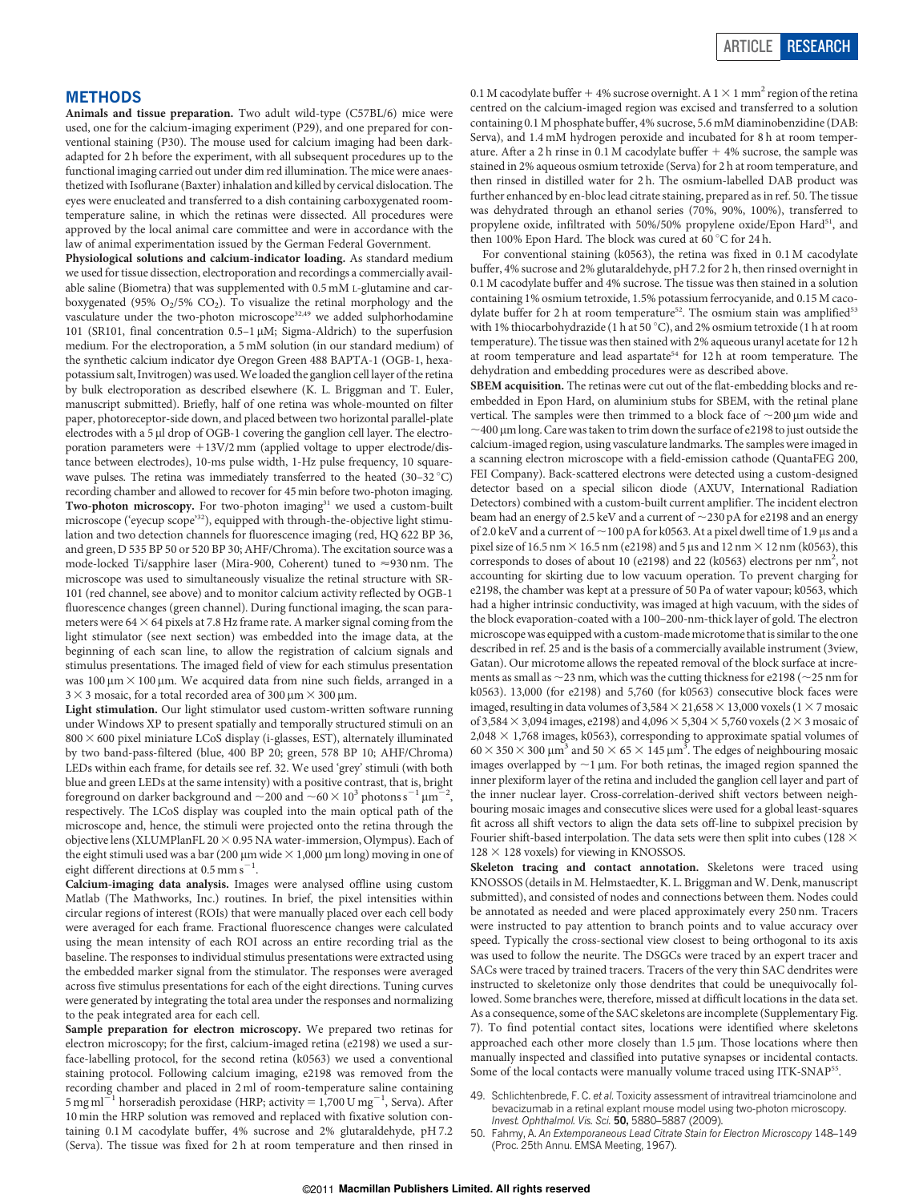## METHODS

**Animals and tissue preparation.** Two adult wild-type (C57BL/6) mice were used, one for the calcium-imaging experiment (P29), and one prepared for conventional staining (P30). The mouse used for calcium imaging had been dark-adapted for 2 h before the experiment, with all subsequent procedures up to the functional imaging carried out under dim red illumination. The mice were anaesthetized with Isoflurane (Baxter) inhalation and killed by cervical dislocation. The eyes were enucleated and transferred to a dish containing carboxygenated room-temperature saline, in which the retinas were dissected. All procedures were approved by the local animal care committee and were in accordance with the law of animal experimentation issued by the German Federal Government.

**Physiological solutions and calcium-indicator loading.** As standard medium we used for tissue dissection, electroporation and recordings a commercially available saline (Biometra) that was supplemented with 0.5 mM L-glutamine and carboxygenated (95% $O_2$/5% $CO_2$). To visualize the retinal morphology and the vasculature under the two-photon microscope[32,49] we added sulphorhodamine 101 (SR101, final concentration 0.5–1 μM; Sigma-Aldrich) to the superfusion medium. For the electroporation, a 5 mM solution (in our standard medium) of the synthetic calcium indicator dye Oregon Green 488 BAPTA-1 (OGB-1, hexapotassium salt, Invitrogen) was used. We loaded the ganglion cell layer of the retina by bulk electroporation as described elsewhere (K. L. Briggman and T. Euler, manuscript submitted). Briefly, half of one retina was whole-mounted on filter paper, photoreceptor-side down, and placed between two horizontal parallel-plate electrodes with a 5 μl drop of OGB-1 covering the ganglion cell layer. The electroporation parameters were +13V/2 mm (applied voltage to upper electrode/distance between electrodes), 10-ms pulse width, 1-Hz pulse frequency, 10 square-wave pulses. The retina was immediately transferred to the heated (30–32 °C) recording chamber and allowed to recover for 45 min before two-photon imaging.

**Two-photon microscopy.** For two-photon imaging[31] we used a custom-built microscope ('eyecup scope'[32]), equipped with through-the-objective light stimulation and two detection channels for fluorescence imaging (red, HQ 622 BP 36, and green, D 535 BP 50 or 520 BP 30; AHF/Chroma). The excitation source was a mode-locked Ti/sapphire laser (Mira-900, Coherent) tuned to ≈930 nm. The microscope was used to simultaneously visualize the retinal structure with SR-101 (red channel, see above) and to monitor calcium activity reflected by OGB-1 fluorescence changes (green channel). During functional imaging, the scan parameters were 64 × 64 pixels at 7.8 Hz frame rate. A marker signal coming from the light stimulator (see next section) was embedded into the image data, at the beginning of each scan line, to allow the registration of calcium signals and stimulus presentations. The imaged field of view for each stimulus presentation was 100 μm × 100 μm. We acquired data from nine such fields, arranged in a 3 × 3 mosaic, for a total recorded area of 300 μm × 300 μm.

**Light stimulation.** Our light stimulator used custom-written software running under Windows XP to present spatially and temporally structured stimuli on an 800 × 600 pixel miniature LCoS display (i-glasses, EST), alternately illuminated by two band-pass-filtered (blue, 400 BP 20; green, 578 BP 10; AHF/Chroma) LEDs within each frame, for details see ref. 32. We used 'grey' stimuli (with both blue and green LEDs at the same intensity) with a positive contrast, that is, bright foreground on darker background and ~200 and ~$60 \times 10^3$ photons $s^{-1}$ $\mu m^{-2}$, respectively. The LCoS display was coupled into the main optical path of the microscope and, hence, the stimuli were projected onto the retina through the objective lens (XLUMPlanFL 20 × 0.95 NA water-immersion, Olympus). Each of the eight stimuli used was a bar (200 μm wide × 1,000 μm long) moving in one of eight different directions at 0.5 mm $s^{-1}$.

**Calcium-imaging data analysis.** Images were analysed offline using custom Matlab (The Mathworks, Inc.) routines. In brief, the pixel intensities within circular regions of interest (ROIs) that were manually placed over each cell body were averaged for each frame. Fractional fluorescence changes were calculated using the mean intensity of each ROI across an entire recording trial as the baseline. The responses to individual stimulus presentations were extracted using the embedded marker signal from the stimulator. The responses were averaged across five stimulus presentations for each of the eight directions. Tuning curves were generated by integrating the total area under the responses and normalizing to the peak integrated area for each cell.

**Sample preparation for electron microscopy.** We prepared two retinas for electron microscopy; for the first, calcium-imaged retina (e2198) we used a surface-labelling protocol, for the second retina (k0563) we used a conventional staining protocol. Following calcium imaging, e2198 was removed from the recording chamber and placed in 2 ml of room-temperature saline containing 5 mg $ml^{-1}$ horseradish peroxidase (HRP; activity = 1,700 U $mg^{-1}$, Serva). After 10 min the HRP solution was removed and replaced with fixative solution containing 0.1 M cacodylate buffer, 4% sucrose and 2% glutaraldehyde, pH 7.2 (Serva). The tissue was fixed for 2 h at room temperature and then rinsed in 0.1 M cacodylate buffer + 4% sucrose overnight. A 1 × 1 $mm^2$ region of the retina centred on the calcium-imaged region was excised and transferred to a solution containing 0.1 M phosphate buffer, 4% sucrose, 5.6 mM diaminobenzidine (DAB: Serva), and 1.4 mM hydrogen peroxide and incubated for 8 h at room temperature. After a 2 h rinse in 0.1 M cacodylate buffer + 4% sucrose, the sample was stained in 2% aqueous osmium tetroxide (Serva) for 2 h at room temperature, and then rinsed in distilled water for 2 h. The osmium-labelled DAB product was further enhanced by en-bloc lead citrate staining, prepared as in ref. 50. The tissue was dehydrated through an ethanol series (70%, 90%, 100%), transferred to propylene oxide, infiltrated with 50%/50% propylene oxide/Epon Hard[51], and then 100% Epon Hard. The block was cured at 60 °C for 24 h.

For conventional staining (k0563), the retina was fixed in 0.1 M cacodylate buffer, 4% sucrose and 2% glutaraldehyde, pH 7.2 for 2 h, then rinsed overnight in 0.1 M cacodylate buffer and 4% sucrose. The tissue was then stained in a solution containing 1% osmium tetroxide, 1.5% potassium ferrocyanide, and 0.15 M cacodylate buffer for 2 h at room temperature[52]. The osmium stain was amplified[53] with 1% thiocarbohydrazide (1 h at 50 °C), and 2% osmium tetroxide (1 h at room temperature). The tissue was then stained with 2% aqueous uranyl acetate for 12 h at room temperature and lead aspartate[54] for 12 h at room temperature. The dehydration and embedding procedures were as described above.

**SBEM acquisition.** The retinas were cut out of the flat-embedding blocks and re-embedded in Epon Hard, on aluminium stubs for SBEM, with the retinal plane vertical. The samples were then trimmed to a block face of ~200 μm wide and ~400 μm long. Care was taken to trim down the surface of e2198 to just outside the calcium-imaged region, using vasculature landmarks. The samples were imaged in a scanning electron microscope with a field-emission cathode (QuantaFEG 200, FEI Company). Back-scattered electrons were detected using a custom-designed detector based on a special silicon diode (AXUV, International Radiation Detectors) combined with a custom-built current amplifier. The incident electron beam had an energy of 2.5 keV and a current of ~230 pA for e2198 and an energy of 2.0 keV and a current of ~100 pA for k0563. At a pixel dwell time of 1.9 μs and a pixel size of 16.5 nm × 16.5 nm (e2198) and 5 μs and 12 nm × 12 nm (k0563), this corresponds to doses of about 10 (e2198) and 22 (k0563) electrons per $nm^2$, not accounting for skirting due to low vacuum operation. To prevent charging for e2198, the chamber was kept at a pressure of 50 Pa of water vapour; k0563, which had a higher intrinsic conductivity, was imaged at high vacuum, with the sides of the block evaporation-coated with a 100–200-nm-thick layer of gold. The electron microscope was equipped with a custom-made microtome that is similar to the one described in ref. 25 and is the basis of a commercially available instrument (3view, Gatan). Our microtome allows the repeated removal of the block surface at increments as small as ~23 nm, which was the cutting thickness for e2198 (~25 nm for k0563). 13,000 (for e2198) and 5,760 (for k0563) consecutive block faces were imaged, resulting in data volumes of 3,584 × 21,658 × 13,000 voxels (1 × 7 mosaic of 3,584 × 3,094 images, e2198) and 4,096 × 5,304 × 5,760 voxels (2 × 3 mosaic of 2,048 × 1,768 images, k0563), corresponding to approximate spatial volumes of 60 × 350 × 300 $\mu m^3$ and 50 × 65 × 145 $\mu m^3$. The edges of neighbouring mosaic images overlapped by ~1 μm. For both retinas, the imaged region spanned the inner plexiform layer of the retina and included the ganglion cell layer and part of the inner nuclear layer. Cross-correlation-derived shift vectors between neighbouring mosaic images and consecutive slices were used for a global least-squares fit across all shift vectors to align the data sets off-line to subpixel precision by Fourier shift-based interpolation. The data sets were then split into cubes (128 × 128 × 128 voxels) for viewing in KNOSSOS.

**Skeleton tracing and contact annotation.** Skeletons were traced using KNOSSOS (details in M. Helmstaedter, K. L. Briggman and W. Denk, manuscript submitted), and consisted of nodes and connections between them. Nodes could be annotated as needed and were placed approximately every 250 nm. Tracers were instructed to pay attention to branch points and to value accuracy over speed. Typically the cross-sectional view closest to being orthogonal to its axis was used to follow the neurite. The DSGCs were traced by an expert tracer and SACs were traced by trained tracers. Tracers of the very thin SAC dendrites were instructed to skeletonize only those dendrites that could be unequivocally followed. Some branches were, therefore, missed at difficult locations in the data set. As a consequence, some of the SAC skeletons are incomplete (Supplementary Fig. 7). To find potential contact sites, locations were identified where skeletons approached each other more closely than 1.5 μm. Those locations where then manually inspected and classified into putative synapses or incidental contacts. Some of the local contacts were manually volume traced using ITK-SNAP[55].

49. Schlichtenbrede, F. C. *et al.* Toxicity assessment of intravitreal triamcinolone and bevacizumab in a retinal explant mouse model using two-photon microscopy. *Invest. Ophthalmol. Vis. Sci.* **50,** 5880–5887 (2009).
50. Fahmy, A. *An Extemporaneous Lead Citrate Stain for Electron Microscopy* 148–149 (Proc. 25th Annu. EMSA Meeting, 1967).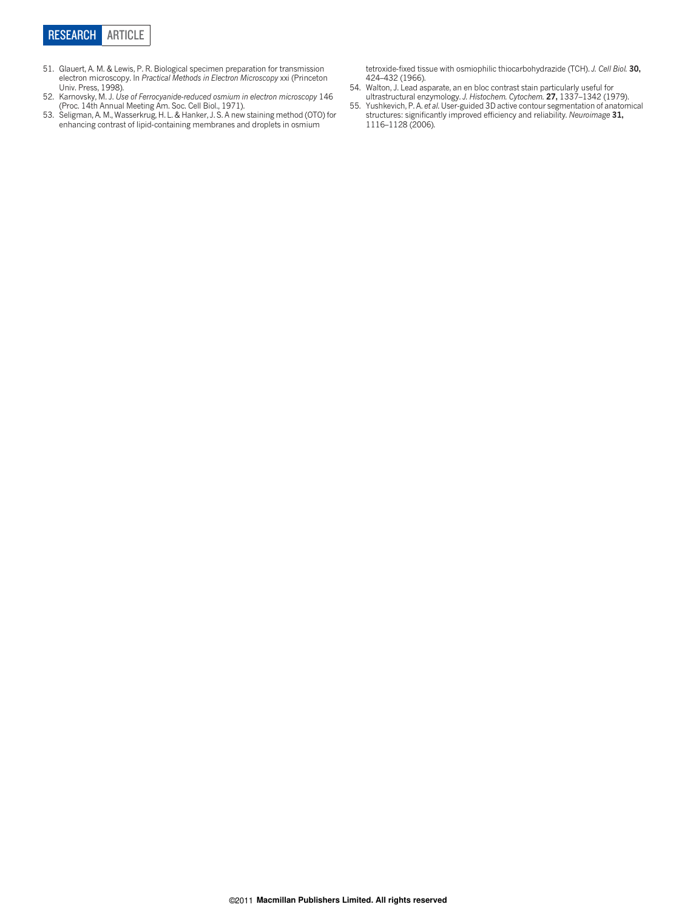51. Glauert, A. M. & Lewis, P. R. Biological specimen preparation for transmission electron microscopy. In *Practical Methods in Electron Microscopy* xxi (Princeton Univ. Press, 1998).
52. Karnovsky, M. J. *Use of Ferrocyanide-reduced osmium in electron microscopy* 146 (Proc. 14th Annual Meeting Am. Soc. Cell Biol., 1971).
53. Seligman, A. M., Wasserkrug, H. L. & Hanker, J. S. A new staining method (OTO) for enhancing contrast of lipid-containing membranes and droplets in osmium tetroxide-fixed tissue with osmiophilic thiocarbohydrazide (TCH). *J. Cell Biol.* **30,** 424–432 (1966).
54. Walton, J. Lead asparate, an en bloc contrast stain particularly useful for ultrastructural enzymology. *J. Histochem. Cytochem.* **27,** 1337–1342 (1979).
55. Yushkevich, P. A. *et al.* User-guided 3D active contour segmentation of anatomical structures: significantly improved efficiency and reliability. *Neuroimage* **31,** 1116–1128 (2006).